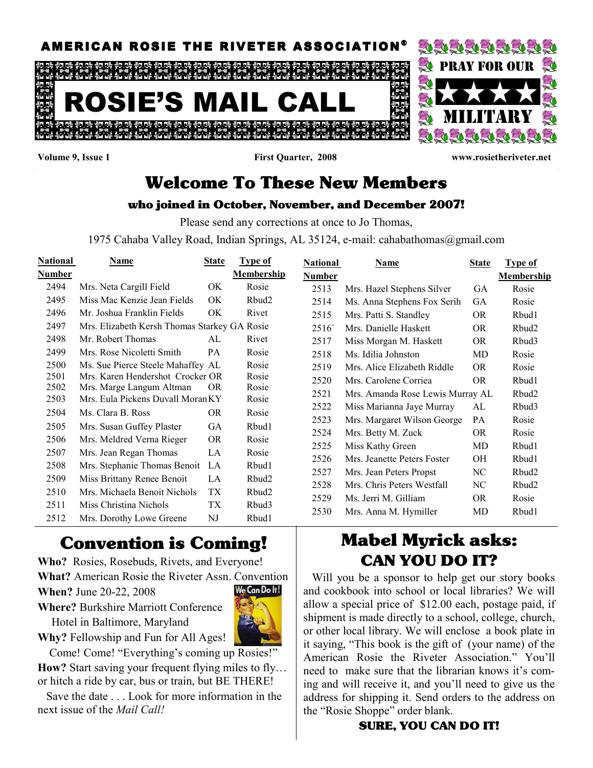# AMERICAN ROSIE THE RIVETER ASSOCIATION®

# ROSIE'S MAIL CALL

PRAY FOR OUR ★★★★ MILITARY

Volume 9, Issue 1 — First Quarter, 2008 — www.rosietheriveter.net

## Welcome To These New Members

### who joined in October, November, and December 2007!

Please send any corrections at once to Jo Thomas,

1975 Cahaba Valley Road, Indian Springs, AL 35124, e-mail: cahabathomas@gmail.com

| National Number | Name | State | Type of Membership |
|---|---|---|---|
| 2494 | Mrs. Neta Cargill Field | OK | Rosie |
| 2495 | Miss Mac Kenzie Jean Fields | OK | Rbud2 |
| 2496 | Mr. Joshua Franklin Fields | OK | Rivet |
| 2497 | Mrs. Elizabeth Kersh Thomas Starkey | GA | Rosie |
| 2498 | Mr. Robert Thomas | AL | Rivet |
| 2499 | Mrs. Rose Nicoletti Smith | PA | Rosie |
| 2500 | Ms. Sue Pierce Steele Mahaffey | AL | Rosie |
| 2501 | Mrs. Karen Hendershot Crocker | OR | Rosie |
| 2502 | Mrs. Marge Langum Altman | OR | Rosie |
| 2503 | Mrs. Eula Pickens Duvall Moran | KY | Rosie |
| 2504 | Ms. Clara B. Ross | OR | Rosie |
| 2505 | Mrs. Susan Guffey Plaster | GA | Rbud1 |
| 2506 | Mrs. Meldred Verna Rieger | OR | Rosie |
| 2507 | Mrs. Jean Regan Thomas | LA | Rosie |
| 2508 | Mrs. Stephanie Thomas Benoit | LA | Rbud1 |
| 2509 | Miss Brittany Renee Benoit | LA | Rbud2 |
| 2510 | Mrs. Michaela Benoit Nichols | TX | Rbud2 |
| 2511 | Miss Christina Nichols | TX | Rbud3 |
| 2512 | Mrs. Dorothy Lowe Greene | NJ | Rbud1 |
| 2513 | Mrs. Hazel Stephens Silver | GA | Rosie |
| 2514 | Ms. Anna Stephens Fox Serih | GA | Rosie |
| 2515 | Mrs. Patti S. Standley | OR | Rbud1 |
| 2516` | Mrs. Danielle Haskett | OR | Rbud2 |
| 2517 | Miss Morgan M. Haskett | OR | Rbud3 |
| 2518 | Ms. Idilia Johnston | MD | Rosie |
| 2519 | Mrs. Alice Elizabeth Riddle | OR | Rosie |
| 2520 | Mrs. Carolene Corriea | OR | Rbud1 |
| 2521 | Mrs. Amanda Rose Lewis Murray | AL | Rbud2 |
| 2522 | Miss Marianna Jaye Murray | AL | Rbud3 |
| 2523 | Mrs. Margaret Wilson George | PA | Rosie |
| 2524 | Mrs. Betty M. Zuck | OR | Rosie |
| 2525 | Miss Kathy Green | MD | Rbud1 |
| 2526 | Mrs. Jeanette Peters Foster | OH | Rbud1 |
| 2527 | Mrs. Jean Peters Propst | NC | Rbud2 |
| 2528 | Mrs. Chris Peters Westfall | NC | Rbud2 |
| 2529 | Ms. Jerri M. Gilliam | OR | Rosie |
| 2530 | Mrs. Anna M. Hymiller | MD | Rbud1 |

## Convention is Coming!

**Who?** Rosies, Rosebuds, Rivets, and Everyone!

**What?** American Rosie the Riveter Assn. Convention

**When?** June 20-22, 2008

**Where?** Burkshire Marriott Conference Hotel in Baltimore, Maryland

**Why?** Fellowship and Fun for All Ages!

Come! Come! "Everything's coming up Rosies!"

**How?** Start saving your frequent flying miles to fly… or hitch a ride by car, bus or train, but BE THERE!

Save the date . . . Look for more information in the next issue of the *Mail Call!*

## Mabel Myrick asks: CAN YOU DO IT?

Will you be a sponsor to help get our story books and cookbook into school or local libraries? We will allow a special price of $12.00 each, postage paid, if shipment is made directly to a school, college, church, or other local library. We will enclose a book plate in it saying, "This book is the gift of (your name) of the American Rosie the Riveter Association." You'll need to make sure that the librarian knows it's coming and will receive it, and you'll need to give us the address for shipping it. Send orders to the address on the "Rosie Shoppe" order blank.

**SURE, YOU CAN DO IT!**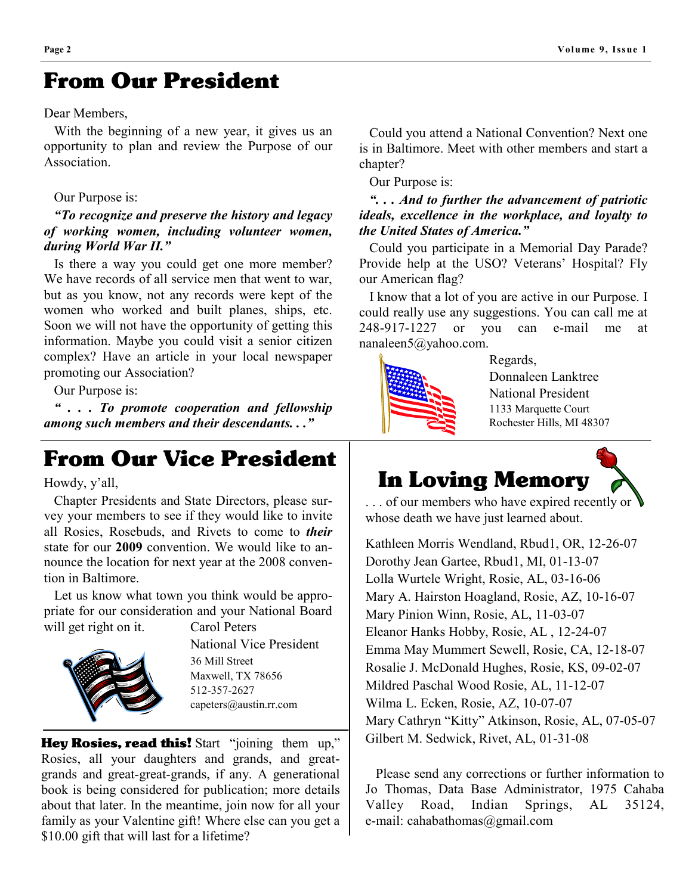## From Our President

Dear Members,

With the beginning of a new year, it gives us an opportunity to plan and review the Purpose of our Association.

Our Purpose is:

***"To recognize and preserve the history and legacy of working women, including volunteer women, during World War II."***

Is there a way you could get one more member? We have records of all service men that went to war, but as you know, not any records were kept of the women who worked and built planes, ships, etc. Soon we will not have the opportunity of getting this information. Maybe you could visit a senior citizen complex? Have an article in your local newspaper promoting our Association?

Our Purpose is:

***" . . . To promote cooperation and fellowship among such members and their descendants. . ."***

Could you attend a National Convention? Next one is in Baltimore. Meet with other members and start a chapter?

Our Purpose is:

***". . . And to further the advancement of patriotic ideals, excellence in the workplace, and loyalty to the United States of America."***

Could you participate in a Memorial Day Parade? Provide help at the USO? Veterans' Hospital? Fly our American flag?

I know that a lot of you are active in our Purpose. I could really use any suggestions. You can call me at 248-917-1227 or you can e-mail me at nanaleen5@yahoo.com.

Regards,
Donnaleen Lanktree
National President
1133 Marquette Court
Rochester Hills, MI 48307

## From Our Vice President

Howdy, y'all,

Chapter Presidents and State Directors, please survey your members to see if they would like to invite all Rosies, Rosebuds, and Rivets to come to ***their*** state for our **2009** convention. We would like to announce the location for next year at the 2008 convention in Baltimore.

Let us know what town you think would be appropriate for our consideration and your National Board will get right on it.

Carol Peters
National Vice President
36 Mill Street
Maxwell, TX 78656
512-357-2627
capeters@austin.rr.com

**Hey Rosies, read this!** Start "joining them up," Rosies, all your daughters and grands, and great-grands and great-great-grands, if any. A generational book is being considered for publication; more details about that later. In the meantime, join now for all your family as your Valentine gift! Where else can you get a $10.00 gift that will last for a lifetime?

## In Loving Memory

. . . of our members who have expired recently or whose death we have just learned about.

Kathleen Morris Wendland, Rbud1, OR, 12-26-07
Dorothy Jean Gartee, Rbud1, MI, 01-13-07
Lolla Wurtele Wright, Rosie, AL, 03-16-06
Mary A. Hairston Hoagland, Rosie, AZ, 10-16-07
Mary Pinion Winn, Rosie, AL, 11-03-07
Eleanor Hanks Hobby, Rosie, AL , 12-24-07
Emma May Mummert Sewell, Rosie, CA, 12-18-07
Rosalie J. McDonald Hughes, Rosie, KS, 09-02-07
Mildred Paschal Wood Rosie, AL, 11-12-07
Wilma L. Ecken, Rosie, AZ, 10-07-07
Mary Cathryn "Kitty" Atkinson, Rosie, AL, 07-05-07
Gilbert M. Sedwick, Rivet, AL, 01-31-08

Please send any corrections or further information to Jo Thomas, Data Base Administrator, 1975 Cahaba Valley Road, Indian Springs, AL 35124, e-mail: cahabathomas@gmail.com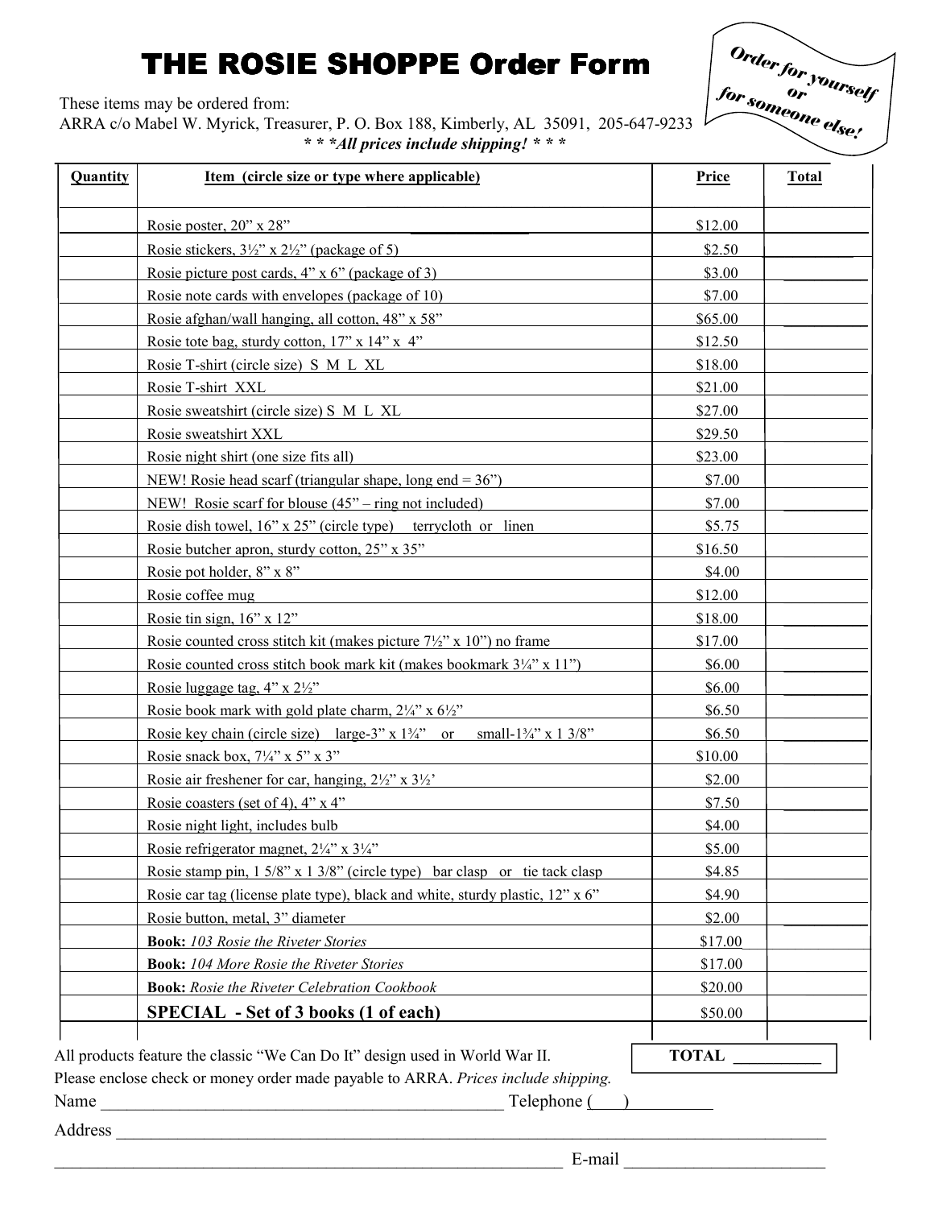# THE ROSIE SHOPPE Order Form

*Order for yourself or for someone else!*

These items may be ordered from:
ARRA c/o Mabel W. Myrick, Treasurer, P. O. Box 188, Kimberly, AL 35091, 205-647-9233

***\* \* \*All prices include shipping! \* \* \****

| Quantity | Item (circle size or type where applicable) | Price | Total |
|---|---|---|---|
| | Rosie poster, 20" x 28" | $12.00 | |
| | Rosie stickers, 3½" x 2½" (package of 5) | $2.50 | |
| | Rosie picture post cards, 4" x 6" (package of 3) | $3.00 | |
| | Rosie note cards with envelopes (package of 10) | $7.00 | |
| | Rosie afghan/wall hanging, all cotton, 48" x 58" | $65.00 | |
| | Rosie tote bag, sturdy cotton, 17" x 14" x 4" | $12.50 | |
| | Rosie T-shirt (circle size) S M L XL | $18.00 | |
| | Rosie T-shirt XXL | $21.00 | |
| | Rosie sweatshirt (circle size) S M L XL | $27.00 | |
| | Rosie sweatshirt XXL | $29.50 | |
| | Rosie night shirt (one size fits all) | $23.00 | |
| | NEW! Rosie head scarf (triangular shape, long end = 36") | $7.00 | |
| | NEW! Rosie scarf for blouse (45" – ring not included) | $7.00 | |
| | Rosie dish towel, 16" x 25" (circle type) terrycloth or linen | $5.75 | |
| | Rosie butcher apron, sturdy cotton, 25" x 35" | $16.50 | |
| | Rosie pot holder, 8" x 8" | $4.00 | |
| | Rosie coffee mug | $12.00 | |
| | Rosie tin sign, 16" x 12" | $18.00 | |
| | Rosie counted cross stitch kit (makes picture 7½" x 10") no frame | $17.00 | |
| | Rosie counted cross stitch book mark kit (makes bookmark 3¼" x 11") | $6.00 | |
| | Rosie luggage tag, 4" x 2½" | $6.00 | |
| | Rosie book mark with gold plate charm, 2¼" x 6½" | $6.50 | |
| | Rosie key chain (circle size) large-3" x 1¾" or small-1¾" x 1 3/8" | $6.50 | |
| | Rosie snack box, 7¼" x 5" x 3" | $10.00 | |
| | Rosie air freshener for car, hanging, 2½" x 3½' | $2.00 | |
| | Rosie coasters (set of 4), 4" x 4" | $7.50 | |
| | Rosie night light, includes bulb | $4.00 | |
| | Rosie refrigerator magnet, 2¼" x 3¼" | $5.00 | |
| | Rosie stamp pin, 1 5/8" x 1 3/8" (circle type) bar clasp or tie tack clasp | $4.85 | |
| | Rosie car tag (license plate type), black and white, sturdy plastic, 12" x 6" | $4.90 | |
| | Rosie button, metal, 3" diameter | $2.00 | |
| | **Book:** *103 Rosie the Riveter Stories* | $17.00 | |
| | **Book:** *104 More Rosie the Riveter Stories* | $17.00 | |
| | **Book:** *Rosie the Riveter Celebration Cookbook* | $20.00 | |
| | **SPECIAL - Set of 3 books (1 of each)** | $50.00 | |

All products feature the classic "We Can Do It" design used in World War II.

**TOTAL** __________

Please enclose check or money order made payable to ARRA. *Prices include shipping.*

Name ______________________________________________ Telephone (___)__________

Address ____________________________________________________________________

____________________________________________________________ E-mail ______________________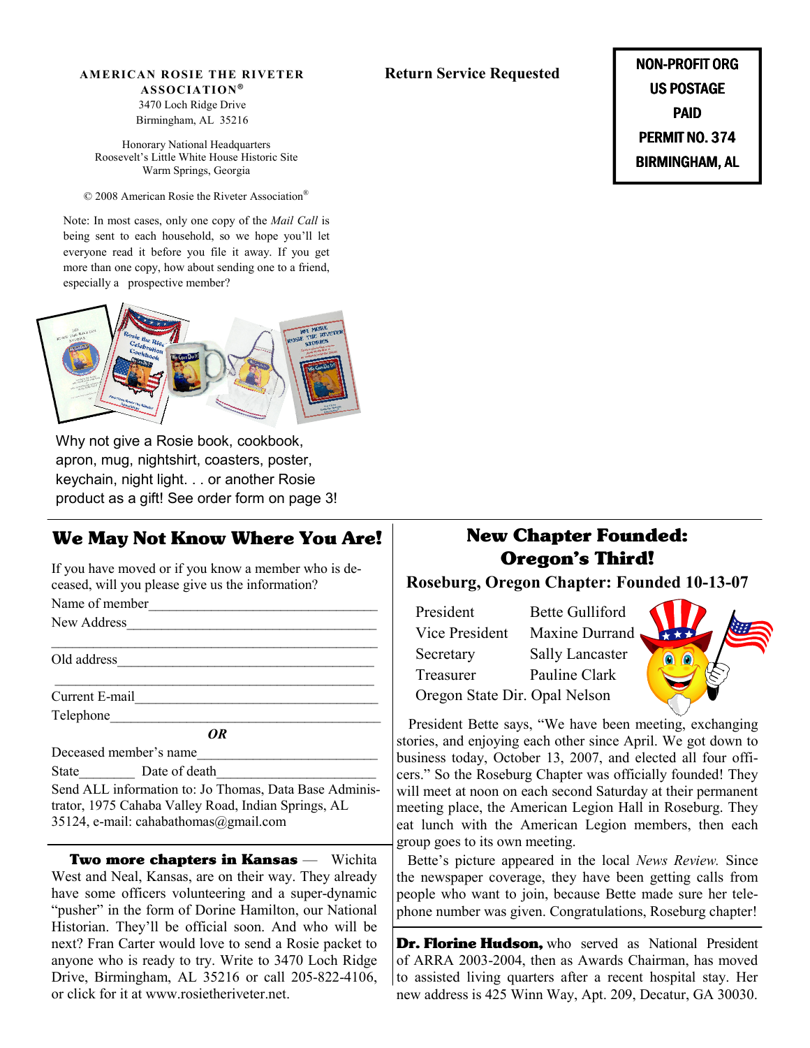AMERICAN ROSIE THE RIVETER ASSOCIATION®
3470 Loch Ridge Drive
Birmingham, AL 35216

Honorary National Headquarters
Roosevelt's Little White House Historic Site
Warm Springs, Georgia

© 2008 American Rosie the Riveter Association®

Note: In most cases, only one copy of the *Mail Call* is being sent to each household, so we hope you'll let everyone read it before you file it away. If you get more than one copy, how about sending one to a friend, especially a prospective member?

**Return Service Requested**

**NON-PROFIT ORG**
**US POSTAGE**
**PAID**
**PERMIT NO. 374**
**BIRMINGHAM, AL**

Why not give a Rosie book, cookbook, apron, mug, nightshirt, coasters, poster, keychain, night light. . . or another Rosie product as a gift! See order form on page 3!

## We May Not Know Where You Are!

If you have moved or if you know a member who is deceased, will you please give us the information?

Name of member________________________________

New Address__________________________________

_____________________________________________

Old address__________________________________

_____________________________________________

Current E-mail_______________________________

Telephone____________________________________

***OR***

Deceased member's name_________________________

State________ Date of death_____________________

Send ALL information to: Jo Thomas, Data Base Administrator, 1975 Cahaba Valley Road, Indian Springs, AL 35124, e-mail: cahabathomas@gmail.com

**Two more chapters in Kansas** — Wichita West and Neal, Kansas, are on their way. They already have some officers volunteering and a super-dynamic "pusher" in the form of Dorine Hamilton, our National Historian. They'll be official soon. And who will be next? Fran Carter would love to send a Rosie packet to anyone who is ready to try. Write to 3470 Loch Ridge Drive, Birmingham, AL 35216 or call 205-822-4106, or click for it at www.rosietheriveter.net.

## New Chapter Founded: Oregon's Third!

### Roseburg, Oregon Chapter: Founded 10-13-07

| | |
|---|---|
| President | Bette Gulliford |
| Vice President | Maxine Durrand |
| Secretary | Sally Lancaster |
| Treasurer | Pauline Clark |
| Oregon State Dir. | Opal Nelson |

President Bette says, "We have been meeting, exchanging stories, and enjoying each other since April. We got down to business today, October 13, 2007, and elected all four officers." So the Roseburg Chapter was officially founded! They will meet at noon on each second Saturday at their permanent meeting place, the American Legion Hall in Roseburg. They eat lunch with the American Legion members, then each group goes to its own meeting.

Bette's picture appeared in the local *News Review.* Since the newspaper coverage, they have been getting calls from people who want to join, because Bette made sure her telephone number was given. Congratulations, Roseburg chapter!

**Dr. Florine Hudson,** who served as National President of ARRA 2003-2004, then as Awards Chairman, has moved to assisted living quarters after a recent hospital stay. Her new address is 425 Winn Way, Apt. 209, Decatur, GA 30030.